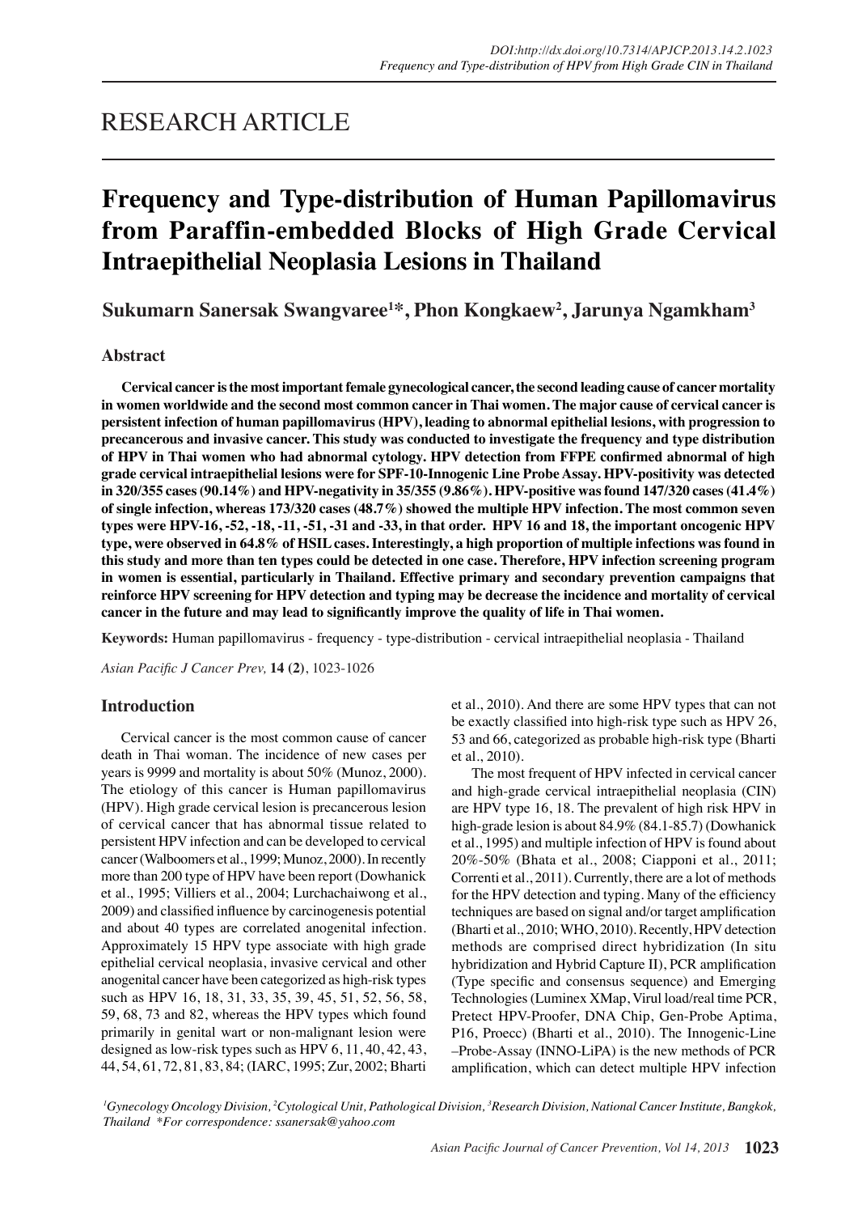RESEARCH ARTICLE

# Frequency and Type-distribution of Human Papillomavirus from Paraffin-embedded Blocks of High Grade Cervical Intraepithelial Neoplasia Lesions in Thailand

**Sukumarn Sanersak Swangvaree[1]*, Phon Kongkaew[2], Jarunya Ngamkham[3]**

## Abstract

**Cervical cancer is the most important female gynecological cancer, the second leading cause of cancer mortality in women worldwide and the second most common cancer in Thai women. The major cause of cervical cancer is persistent infection of human papillomavirus (HPV), leading to abnormal epithelial lesions, with progression to precancerous and invasive cancer. This study was conducted to investigate the frequency and type distribution of HPV in Thai women who had abnormal cytology. HPV detection from FFPE confirmed abnormal of high grade cervical intraepithelial lesions were for SPF-10-Innogenic Line Probe Assay. HPV-positivity was detected in 320/355 cases (90.14%) and HPV-negativity in 35/355 (9.86%). HPV-positive was found 147/320 cases (41.4%) of single infection, whereas 173/320 cases (48.7%) showed the multiple HPV infection. The most common seven types were HPV-16, -52, -18, -11, -51, -31 and -33, in that order. HPV 16 and 18, the important oncogenic HPV type, were observed in 64.8% of HSIL cases. Interestingly, a high proportion of multiple infections was found in this study and more than ten types could be detected in one case. Therefore, HPV infection screening program in women is essential, particularly in Thailand. Effective primary and secondary prevention campaigns that reinforce HPV screening for HPV detection and typing may be decrease the incidence and mortality of cervical cancer in the future and may lead to significantly improve the quality of life in Thai women.**

**Keywords:** Human papillomavirus - frequency - type-distribution - cervical intraepithelial neoplasia - Thailand

*Asian Pacific J Cancer Prev,* **14 (2)**, 1023-1026

## Introduction

Cervical cancer is the most common cause of cancer death in Thai woman. The incidence of new cases per years is 9999 and mortality is about 50% (Munoz, 2000). The etiology of this cancer is Human papillomavirus (HPV). High grade cervical lesion is precancerous lesion of cervical cancer that has abnormal tissue related to persistent HPV infection and can be developed to cervical cancer (Walboomers et al., 1999; Munoz, 2000). In recently more than 200 type of HPV have been report (Dowhanick et al., 1995; Villiers et al., 2004; Lurchachaiwong et al., 2009) and classified influence by carcinogenesis potential and about 40 types are correlated anogenital infection. Approximately 15 HPV type associate with high grade epithelial cervical neoplasia, invasive cervical and other anogenital cancer have been categorized as high-risk types such as HPV 16, 18, 31, 33, 35, 39, 45, 51, 52, 56, 58, 59, 68, 73 and 82, whereas the HPV types which found primarily in genital wart or non-malignant lesion were designed as low-risk types such as HPV 6, 11, 40, 42, 43, 44, 54, 61, 72, 81, 83, 84; (IARC, 1995; Zur, 2002; Bharti et al., 2010). And there are some HPV types that can not be exactly classified into high-risk type such as HPV 26, 53 and 66, categorized as probable high-risk type (Bharti et al., 2010).

The most frequent of HPV infected in cervical cancer and high-grade cervical intraepithelial neoplasia (CIN) are HPV type 16, 18. The prevalent of high risk HPV in high-grade lesion is about 84.9% (84.1-85.7) (Dowhanick et al., 1995) and multiple infection of HPV is found about 20%-50% (Bhata et al., 2008; Ciapponi et al., 2011; Correnti et al., 2011). Currently, there are a lot of methods for the HPV detection and typing. Many of the efficiency techniques are based on signal and/or target amplification (Bharti et al., 2010; WHO, 2010). Recently, HPV detection methods are comprised direct hybridization (In situ hybridization and Hybrid Capture II), PCR amplification (Type specific and consensus sequence) and Emerging Technologies (Luminex XMap, Virul load/real time PCR, Pretect HPV-Proofer, DNA Chip, Gen-Probe Aptima, P16, Proecc) (Bharti et al., 2010). The Innogenic-Line –Probe-Assay (INNO-LiPA) is the new methods of PCR amplification, which can detect multiple HPV infection

*[1]Gynecology Oncology Division, [2]Cytological Unit, Pathological Division, [3]Research Division, National Cancer Institute, Bangkok, Thailand \*For correspondence: ssanersak@yahoo.com*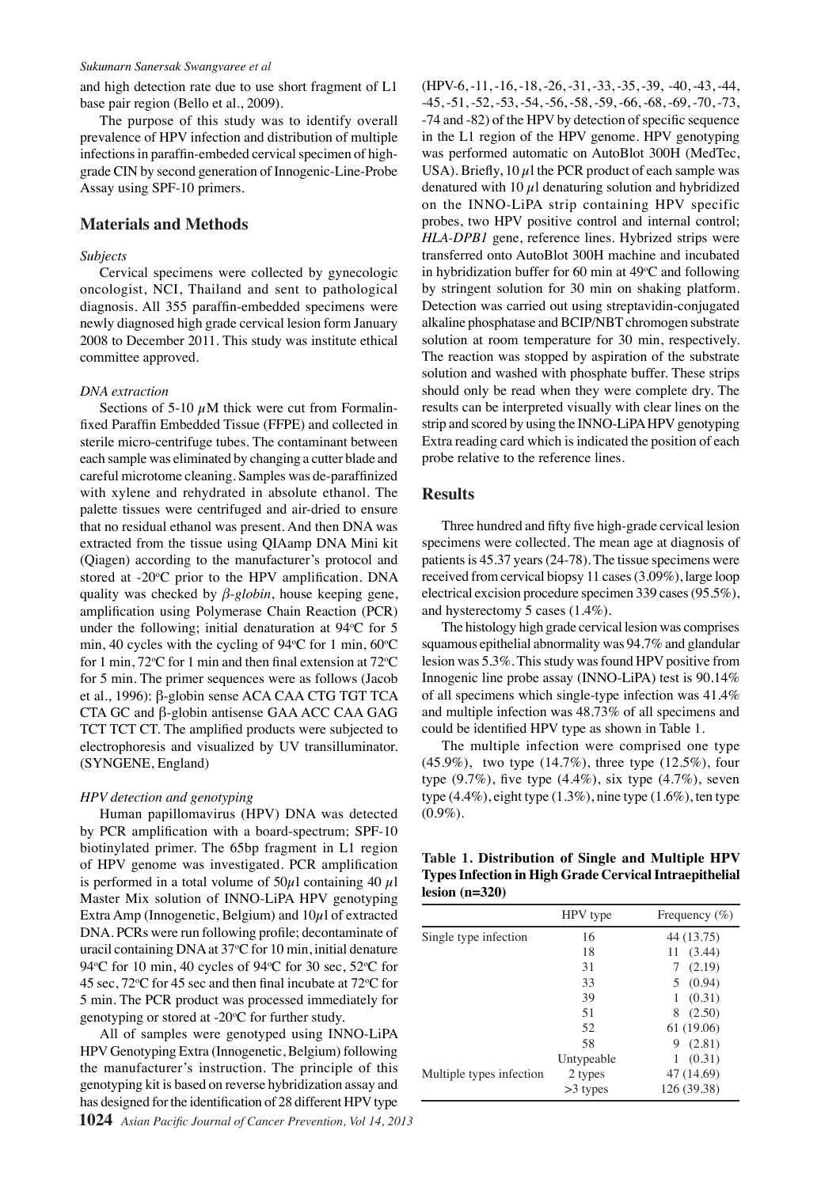and high detection rate due to use short fragment of L1 base pair region (Bello et al., 2009).

The purpose of this study was to identify overall prevalence of HPV infection and distribution of multiple infections in paraffin-embeded cervical specimen of high-grade CIN by second generation of Innogenic-Line-Probe Assay using SPF-10 primers.

## Materials and Methods

### *Subjects*

Cervical specimens were collected by gynecologic oncologist, NCI, Thailand and sent to pathological diagnosis. All 355 paraffin-embedded specimens were newly diagnosed high grade cervical lesion form January 2008 to December 2011. This study was institute ethical committee approved.

### *DNA extraction*

Sections of 5-10 $\mu$M thick were cut from Formalin-fixed Paraffin Embedded Tissue (FFPE) and collected in sterile micro-centrifuge tubes. The contaminant between each sample was eliminated by changing a cutter blade and careful microtome cleaning. Samples was de-paraffinized with xylene and rehydrated in absolute ethanol. The palette tissues were centrifuged and air-dried to ensure that no residual ethanol was present. And then DNA was extracted from the tissue using QIAamp DNA Mini kit (Qiagen) according to the manufacturer's protocol and stored at -20$^{o}$C prior to the HPV amplification. DNA quality was checked by *β-globin*, house keeping gene, amplification using Polymerase Chain Reaction (PCR) under the following; initial denaturation at 94$^{o}$C for 5 min, 40 cycles with the cycling of 94$^{o}$C for 1 min, 60$^{o}$C for 1 min, 72$^{o}$C for 1 min and then final extension at 72$^{o}$C for 5 min. The primer sequences were as follows (Jacob et al., 1996): β-globin sense ACA CAA CTG TGT TCA CTA GC and β-globin antisense GAA ACC CAA GAG TCT TCT CT. The amplified products were subjected to electrophoresis and visualized by UV transilluminator. (SYNGENE, England)

### *HPV detection and genotyping*

Human papillomavirus (HPV) DNA was detected by PCR amplification with a board-spectrum; SPF-10 biotinylated primer. The 65bp fragment in L1 region of HPV genome was investigated. PCR amplification is performed in a total volume of 50$\mu$l containing 40 $\mu$l Master Mix solution of INNO-LiPA HPV genotyping Extra Amp (Innogenetic, Belgium) and 10$\mu$l of extracted DNA. PCRs were run following profile; decontaminate of uracil containing DNA at 37$^{o}$C for 10 min, initial denature 94$^{o}$C for 10 min, 40 cycles of 94$^{o}$C for 30 sec, 52$^{o}$C for 45 sec, 72$^{o}$C for 45 sec and then final incubate at 72$^{o}$C for 5 min. The PCR product was processed immediately for genotyping or stored at -20$^{o}$C for further study.

All of samples were genotyped using INNO-LiPA HPV Genotyping Extra (Innogenetic, Belgium) following the manufacturer's instruction. The principle of this genotyping kit is based on reverse hybridization assay and has designed for the identification of 28 different HPV type (HPV-6, -11, -16, -18, -26, -31, -33, -35, -39, -40, -43, -44, -45, -51, -52, -53, -54, -56, -58, -59, -66, -68, -69, -70, -73, -74 and -82) of the HPV by detection of specific sequence in the L1 region of the HPV genome. HPV genotyping was performed automatic on AutoBlot 300H (MedTec, USA). Briefly, 10 $\mu$l the PCR product of each sample was denatured with 10 $\mu$l denaturing solution and hybridized on the INNO-LiPA strip containing HPV specific probes, two HPV positive control and internal control; *HLA-DPB1* gene, reference lines. Hybrized strips were transferred onto AutoBlot 300H machine and incubated in hybridization buffer for 60 min at 49$^{o}$C and following by stringent solution for 30 min on shaking platform. Detection was carried out using streptavidin-conjugated alkaline phosphatase and BCIP/NBT chromogen substrate solution at room temperature for 30 min, respectively. The reaction was stopped by aspiration of the substrate solution and washed with phosphate buffer. These strips should only be read when they were complete dry. The results can be interpreted visually with clear lines on the strip and scored by using the INNO-LiPA HPV genotyping Extra reading card which is indicated the position of each probe relative to the reference lines.

## Results

Three hundred and fifty five high-grade cervical lesion specimens were collected. The mean age at diagnosis of patients is 45.37 years (24-78). The tissue specimens were received from cervical biopsy 11 cases (3.09%), large loop electrical excision procedure specimen 339 cases (95.5%), and hysterectomy 5 cases (1.4%).

The histology high grade cervical lesion was comprises squamous epithelial abnormality was 94.7% and glandular lesion was 5.3%. This study was found HPV positive from Innogenic line probe assay (INNO-LiPA) test is 90.14% of all specimens which single-type infection was 41.4% and multiple infection was 48.73% of all specimens and could be identified HPV type as shown in Table 1.

The multiple infection were comprised one type (45.9%), two type (14.7%), three type (12.5%), four type (9.7%), five type (4.4%), six type (4.7%), seven type (4.4%), eight type (1.3%), nine type (1.6%), ten type (0.9%).

**Table 1. Distribution of Single and Multiple HPV Types Infection in High Grade Cervical Intraepithelial lesion (n=320)**

| | HPV type | Frequency (%) |
|---|---|---|
| Single type infection | 16 | 44 (13.75) |
| | 18 | 11 (3.44) |
| | 31 | 7 (2.19) |
| | 33 | 5 (0.94) |
| | 39 | 1 (0.31) |
| | 51 | 8 (2.50) |
| | 52 | 61 (19.06) |
| | 58 | 9 (2.81) |
| | Untypeable | 1 (0.31) |
| Multiple types infection | 2 types | 47 (14.69) |
| | >3 types | 126 (39.38) |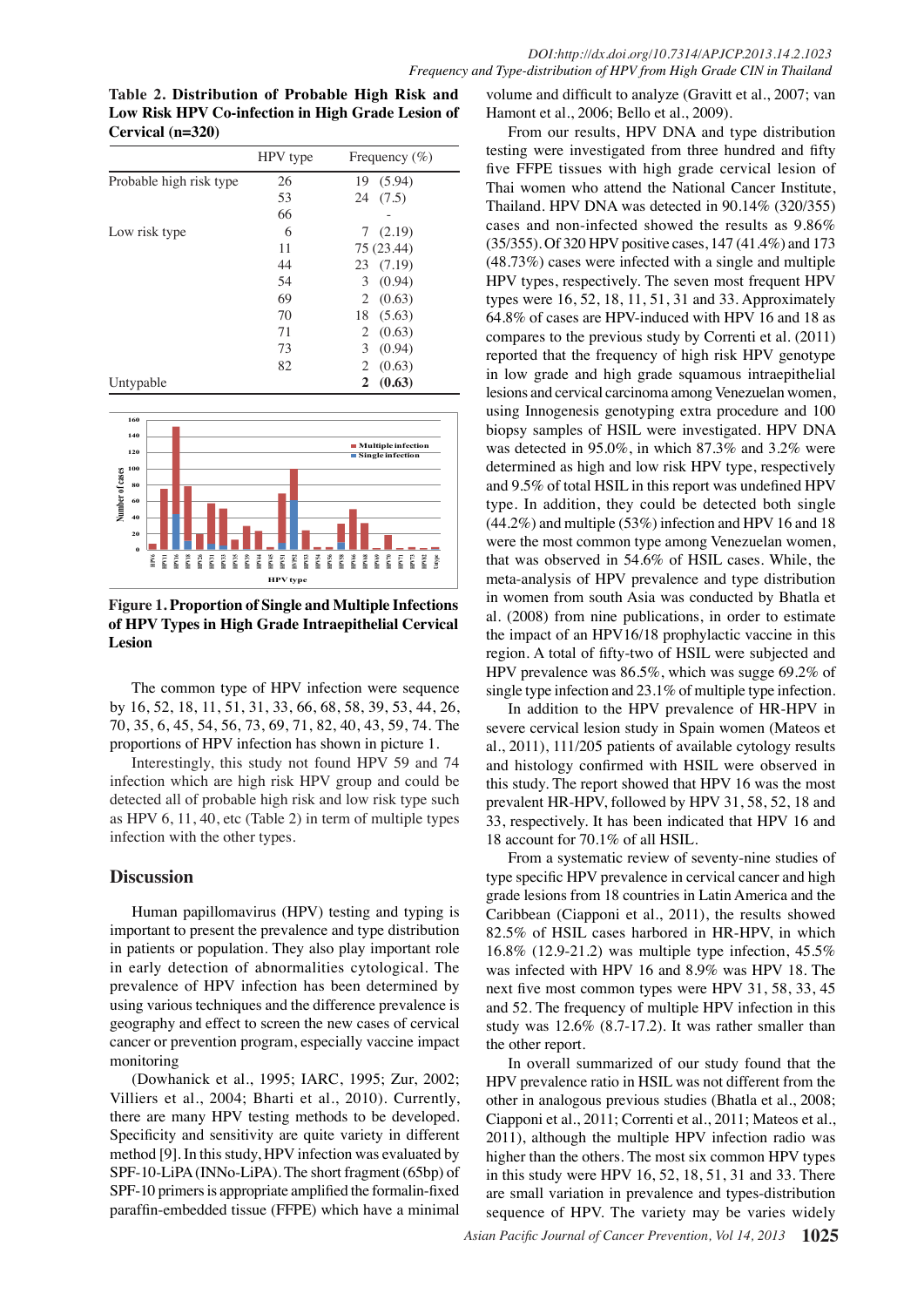**Table 2. Distribution of Probable High Risk and Low Risk HPV Co-infection in High Grade Lesion of Cervical (n=320)**

| | HPV type | Frequency (%) |
|---|---|---|
| Probable high risk type | 26 | 19 (5.94) |
| | 53 | 24 (7.5) |
| | 66 | - |
| Low risk type | 6 | 7 (2.19) |
| | 11 | 75 (23.44) |
| | 44 | 23 (7.19) |
| | 54 | 3 (0.94) |
| | 69 | 2 (0.63) |
| | 70 | 18 (5.63) |
| | 71 | 2 (0.63) |
| | 73 | 3 (0.94) |
| | 82 | 2 (0.63) |
| Untypable | | **2 (0.63)** |

**Figure 1. Proportion of Single and Multiple Infections of HPV Types in High Grade Intraepithelial Cervical Lesion**

The common type of HPV infection were sequence by 16, 52, 18, 11, 51, 31, 33, 66, 68, 58, 39, 53, 44, 26, 70, 35, 6, 45, 54, 56, 73, 69, 71, 82, 40, 43, 59, 74. The proportions of HPV infection has shown in picture 1.

Interestingly, this study not found HPV 59 and 74 infection which are high risk HPV group and could be detected all of probable high risk and low risk type such as HPV 6, 11, 40, etc (Table 2) in term of multiple types infection with the other types.

## Discussion

Human papillomavirus (HPV) testing and typing is important to present the prevalence and type distribution in patients or population. They also play important role in early detection of abnormalities cytological. The prevalence of HPV infection has been determined by using various techniques and the difference prevalence is geography and effect to screen the new cases of cervical cancer or prevention program, especially vaccine impact monitoring

(Dowhanick et al., 1995; IARC, 1995; Zur, 2002; Villiers et al., 2004; Bharti et al., 2010). Currently, there are many HPV testing methods to be developed. Specificity and sensitivity are quite variety in different method [9]. In this study, HPV infection was evaluated by SPF-10-LiPA (INNo-LiPA). The short fragment (65bp) of SPF-10 primers is appropriate amplified the formalin-fixed paraffin-embedded tissue (FFPE) which have a minimal volume and difficult to analyze (Gravitt et al., 2007; van Hamont et al., 2006; Bello et al., 2009).

From our results, HPV DNA and type distribution testing were investigated from three hundred and fifty five FFPE tissues with high grade cervical lesion of Thai women who attend the National Cancer Institute, Thailand. HPV DNA was detected in 90.14% (320/355) cases and non-infected showed the results as 9.86% (35/355). Of 320 HPV positive cases, 147 (41.4%) and 173 (48.73%) cases were infected with a single and multiple HPV types, respectively. The seven most frequent HPV types were 16, 52, 18, 11, 51, 31 and 33. Approximately 64.8% of cases are HPV-induced with HPV 16 and 18 as compares to the previous study by Correnti et al. (2011) reported that the frequency of high risk HPV genotype in low grade and high grade squamous intraepithelial lesions and cervical carcinoma among Venezuelan women, using Innogenesis genotyping extra procedure and 100 biopsy samples of HSIL were investigated. HPV DNA was detected in 95.0%, in which 87.3% and 3.2% were determined as high and low risk HPV type, respectively and 9.5% of total HSIL in this report was undefined HPV type. In addition, they could be detected both single (44.2%) and multiple (53%) infection and HPV 16 and 18 were the most common type among Venezuelan women, that was observed in 54.6% of HSIL cases. While, the meta-analysis of HPV prevalence and type distribution in women from south Asia was conducted by Bhatla et al. (2008) from nine publications, in order to estimate the impact of an HPV16/18 prophylactic vaccine in this region. A total of fifty-two of HSIL were subjected and HPV prevalence was 86.5%, which was sugge 69.2% of single type infection and 23.1% of multiple type infection.

In addition to the HPV prevalence of HR-HPV in severe cervical lesion study in Spain women (Mateos et al., 2011), 111/205 patients of available cytology results and histology confirmed with HSIL were observed in this study. The report showed that HPV 16 was the most prevalent HR-HPV, followed by HPV 31, 58, 52, 18 and 33, respectively. It has been indicated that HPV 16 and 18 account for 70.1% of all HSIL.

From a systematic review of seventy-nine studies of type specific HPV prevalence in cervical cancer and high grade lesions from 18 countries in Latin America and the Caribbean (Ciapponi et al., 2011), the results showed 82.5% of HSIL cases harbored in HR-HPV, in which 16.8% (12.9-21.2) was multiple type infection, 45.5% was infected with HPV 16 and 8.9% was HPV 18. The next five most common types were HPV 31, 58, 33, 45 and 52. The frequency of multiple HPV infection in this study was 12.6% (8.7-17.2). It was rather smaller than the other report.

In overall summarized of our study found that the HPV prevalence ratio in HSIL was not different from the other in analogous previous studies (Bhatla et al., 2008; Ciapponi et al., 2011; Correnti et al., 2011; Mateos et al., 2011), although the multiple HPV infection radio was higher than the others. The most six common HPV types in this study were HPV 16, 52, 18, 51, 31 and 33. There are small variation in prevalence and types-distribution sequence of HPV. The variety may be varies widely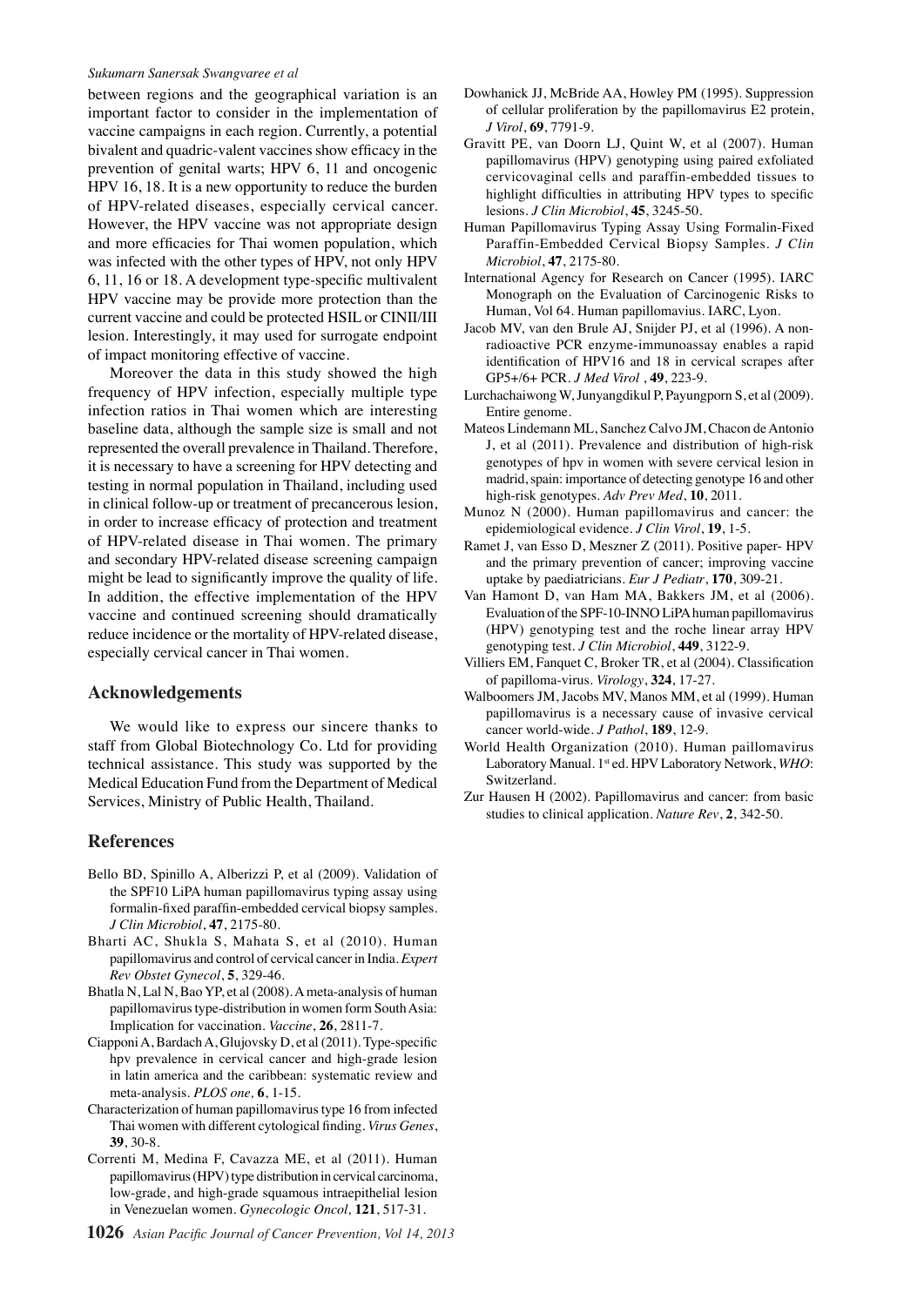between regions and the geographical variation is an important factor to consider in the implementation of vaccine campaigns in each region. Currently, a potential bivalent and quadric-valent vaccines show efficacy in the prevention of genital warts; HPV 6, 11 and oncogenic HPV 16, 18. It is a new opportunity to reduce the burden of HPV-related diseases, especially cervical cancer. However, the HPV vaccine was not appropriate design and more efficacies for Thai women population, which was infected with the other types of HPV, not only HPV 6, 11, 16 or 18. A development type-specific multivalent HPV vaccine may be provide more protection than the current vaccine and could be protected HSIL or CINII/III lesion. Interestingly, it may used for surrogate endpoint of impact monitoring effective of vaccine.

Moreover the data in this study showed the high frequency of HPV infection, especially multiple type infection ratios in Thai women which are interesting baseline data, although the sample size is small and not represented the overall prevalence in Thailand. Therefore, it is necessary to have a screening for HPV detecting and testing in normal population in Thailand, including used in clinical follow-up or treatment of precancerous lesion, in order to increase efficacy of protection and treatment of HPV-related disease in Thai women. The primary and secondary HPV-related disease screening campaign might be lead to significantly improve the quality of life. In addition, the effective implementation of the HPV vaccine and continued screening should dramatically reduce incidence or the mortality of HPV-related disease, especially cervical cancer in Thai women.

## Acknowledgements

We would like to express our sincere thanks to staff from Global Biotechnology Co. Ltd for providing technical assistance. This study was supported by the Medical Education Fund from the Department of Medical Services, Ministry of Public Health, Thailand.

## References

Bello BD, Spinillo A, Alberizzi P, et al (2009). Validation of the SPF10 LiPA human papillomavirus typing assay using formalin-fixed paraffin-embedded cervical biopsy samples. *J Clin Microbiol*, **47**, 2175-80.

Bharti AC, Shukla S, Mahata S, et al (2010). Human papillomavirus and control of cervical cancer in India. *Expert Rev Obstet Gynecol*, **5**, 329-46.

Bhatla N, Lal N, Bao YP, et al (2008). A meta-analysis of human papillomavirus type-distribution in women form South Asia: Implication for vaccination. *Vaccine*, **26**, 2811-7.

Ciapponi A, Bardach A, Glujovsky D, et al (2011). Type-specific hpv prevalence in cervical cancer and high-grade lesion in latin america and the caribbean: systematic review and meta-analysis. *PLOS one,* **6**, 1-15.

Characterization of human papillomavirus type 16 from infected Thai women with different cytological finding. *Virus Genes*, **39**, 30-8.

Correnti M, Medina F, Cavazza ME, et al (2011). Human papillomavirus (HPV) type distribution in cervical carcinoma, low-grade, and high-grade squamous intraepithelial lesion in Venezuelan women. *Gynecologic Oncol,* **121**, 517-31.

Dowhanick JJ, McBride AA, Howley PM (1995). Suppression of cellular proliferation by the papillomavirus E2 protein, *J Virol*, **69**, 7791-9.

Gravitt PE, van Doorn LJ, Quint W, et al (2007). Human papillomavirus (HPV) genotyping using paired exfoliated cervicovaginal cells and paraffin-embedded tissues to highlight difficulties in attributing HPV types to specific lesions. *J Clin Microbiol*, **45**, 3245-50.

Human Papillomavirus Typing Assay Using Formalin-Fixed Paraffin-Embedded Cervical Biopsy Samples. *J Clin Microbiol*, **47**, 2175-80.

International Agency for Research on Cancer (1995). IARC Monograph on the Evaluation of Carcinogenic Risks to Human, Vol 64. Human papillomavius. IARC, Lyon.

Jacob MV, van den Brule AJ, Snijder PJ, et al (1996). A non-radioactive PCR enzyme-immunoassay enables a rapid identification of HPV16 and 18 in cervical scrapes after GP5+/6+ PCR. *J Med Virol* , **49**, 223-9.

Lurchachaiwong W, Junyangdikul P, Payungporn S, et al (2009). Entire genome.

Mateos Lindemann ML, Sanchez Calvo JM, Chacon de Antonio J, et al (2011). Prevalence and distribution of high-risk genotypes of hpv in women with severe cervical lesion in madrid, spain: importance of detecting genotype 16 and other high-risk genotypes. *Adv Prev Med*, **10**, 2011.

Munoz N (2000). Human papillomavirus and cancer: the epidemiological evidence. *J Clin Virol*, **19**, 1-5.

Ramet J, van Esso D, Meszner Z (2011). Positive paper- HPV and the primary prevention of cancer; improving vaccine uptake by paediatricians. *Eur J Pediatr*, **170**, 309-21.

Van Hamont D, van Ham MA, Bakkers JM, et al (2006). Evaluation of the SPF-10-INNO LiPA human papillomavirus (HPV) genotyping test and the roche linear array HPV genotyping test. *J Clin Microbiol*, **449**, 3122-9.

Villiers EM, Fanquet C, Broker TR, et al (2004). Classification of papilloma-virus. *Virology*, **324**, 17-27.

Walboomers JM, Jacobs MV, Manos MM, et al (1999). Human papillomavirus is a necessary cause of invasive cervical cancer world-wide. *J Pathol*, **189**, 12-9.

World Health Organization (2010). Human paillomavirus Laboratory Manual. 1st ed. HPV Laboratory Network, *WHO*: Switzerland.

Zur Hausen H (2002). Papillomavirus and cancer: from basic studies to clinical application. *Nature Rev*, **2**, 342-50.